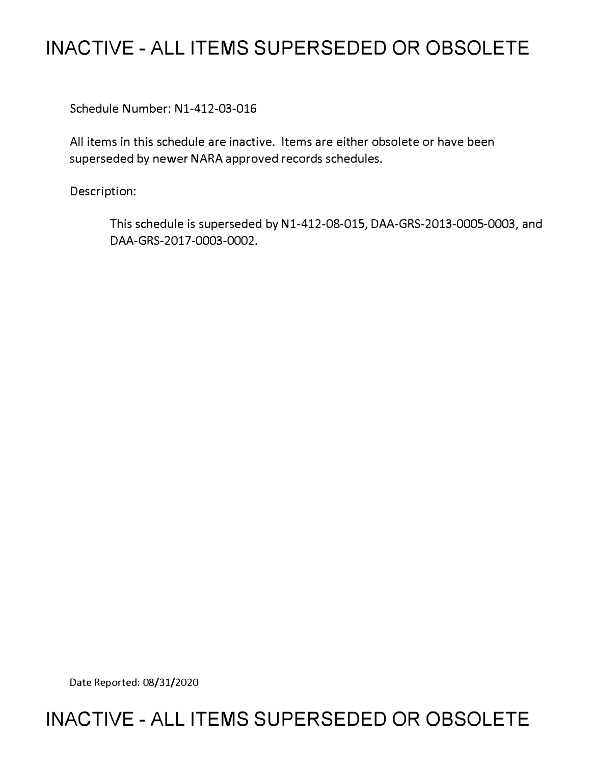# INACTIVE - ALL ITEMS SUPERSEDED OR OBSOLETE

Schedule Number: N1-412-03-016

All items in this schedule are inactive. Items are either obsolete or have been superseded by newer NARA approved records schedules.

Description:

> This schedule is superseded by N1-412-08-015, DAA-GRS-2013-0005-0003, and DAA-GRS-2017-0003-0002.

Date Reported: 08/31/2020

# INACTIVE - ALL ITEMS SUPERSEDED OR OBSOLETE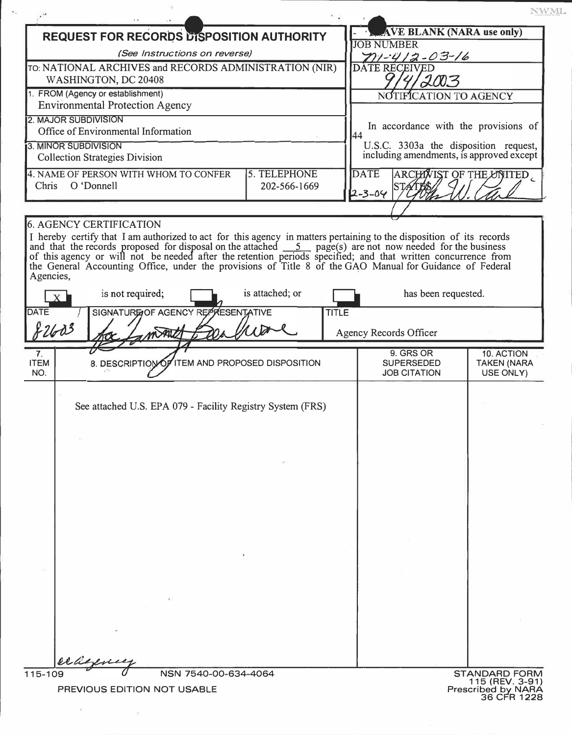NWML

| REQUEST FOR RECORDS DISPOSITION AUTHORITY (See Instructions on reverse) | | LEAVE BLANK (NARA use only) |
|---|---|---|
| TO: NATIONAL ARCHIVES and RECORDS ADMINISTRATION (NIR) WASHINGTON, DC 20408 | | JOB NUMBER N1-412-03-16 |
| 1. FROM (Agency or establishment) Environmental Protection Agency | | DATE RECEIVED 9/4/2003 |
| 2. MAJOR SUBDIVISION Office of Environmental Information | | NOTIFICATION TO AGENCY |
| 3. MINOR SUBDIVISION Collection Strategies Division | | In accordance with the provisions of 44 U.S.C. 3303a the disposition request, including amendments, is approved except |
| 4. NAME OF PERSON WITH WHOM TO CONFER Chris O 'Donnell | 5. TELEPHONE 202-566-1669 | DATE 2-3-04 ARCHIVIST OF THE UNITED STATES |

**6. AGENCY CERTIFICATION**

I hereby certify that I am authorized to act for this agency in matters pertaining to the disposition of its records and that the records proposed for disposal on the attached 5 page(s) are not now needed for the business of this agency or will not be needed after the retention periods specified; and that written concurrence from the General Accounting Office, under the provisions of Title 8 of the GAO Manual for Guidance of Federal Agencies,

[X] is not required; [ ] is attached; or [ ] has been requested.

| DATE | SIGNATURE OF AGENCY REPRESENTATIVE | TITLE |
|---|---|---|
| 8/26/03 | for Tammy Boalware | Agency Records Officer |

| 7. ITEM NO. | 8. DESCRIPTION OF ITEM AND PROPOSED DISPOSITION | 9. GRS OR SUPERSEDED JOB CITATION | 10. ACTION TAKEN (NARA USE ONLY) |
|---|---|---|---|
| | See attached U.S. EPA 079 - Facility Registry System (FRS) | | |

cc agency

115-109 NSN 7540-00-634-4064 PREVIOUS EDITION NOT USABLE

STANDARD FORM 115 (REV. 3-91) Prescribed by NARA 36 CFR 1228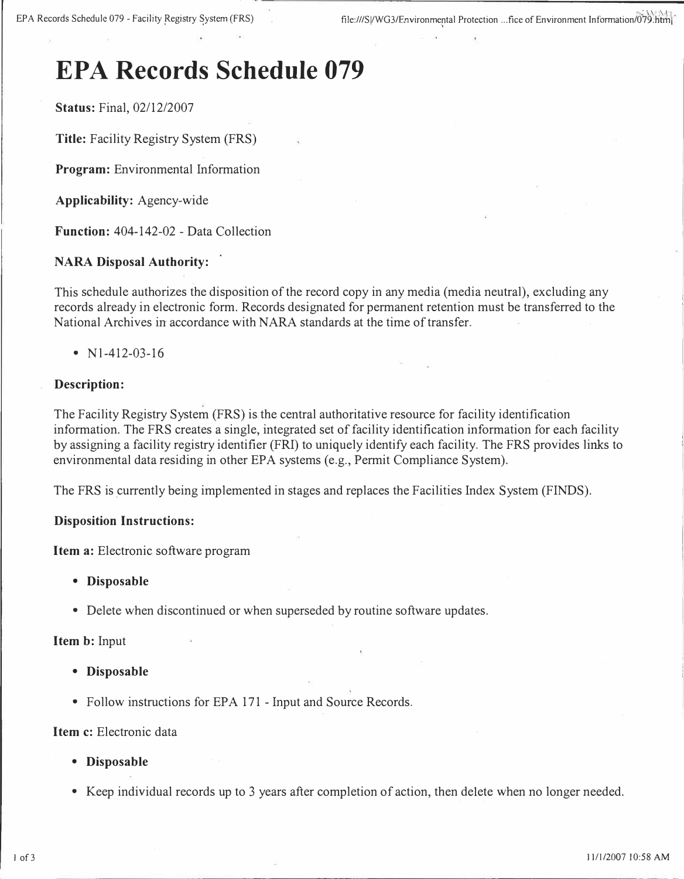# EPA Records Schedule 079

**Status:** Final, 02/12/2007

**Title:** Facility Registry System (FRS)

**Program:** Environmental Information

**Applicability:** Agency-wide

**Function:** 404-142-02 - Data Collection

### NARA Disposal Authority:

This schedule authorizes the disposition of the record copy in any media (media neutral), excluding any records already in electronic form. Records designated for permanent retention must be transferred to the National Archives in accordance with NARA standards at the time of transfer.

- N1-412-03-16

### Description:

The Facility Registry System (FRS) is the central authoritative resource for facility identification information. The FRS creates a single, integrated set of facility identification information for each facility by assigning a facility registry identifier (FRI) to uniquely identify each facility. The FRS provides links to environmental data residing in other EPA systems (e.g., Permit Compliance System).

The FRS is currently being implemented in stages and replaces the Facilities Index System (FINDS).

### Disposition Instructions:

**Item a:** Electronic software program

- **Disposable**
- Delete when discontinued or when superseded by routine software updates.

**Item b:** Input

- **Disposable**
- Follow instructions for EPA 171 - Input and Source Records.

**Item c:** Electronic data

- **Disposable**
- Keep individual records up to 3 years after completion of action, then delete when no longer needed.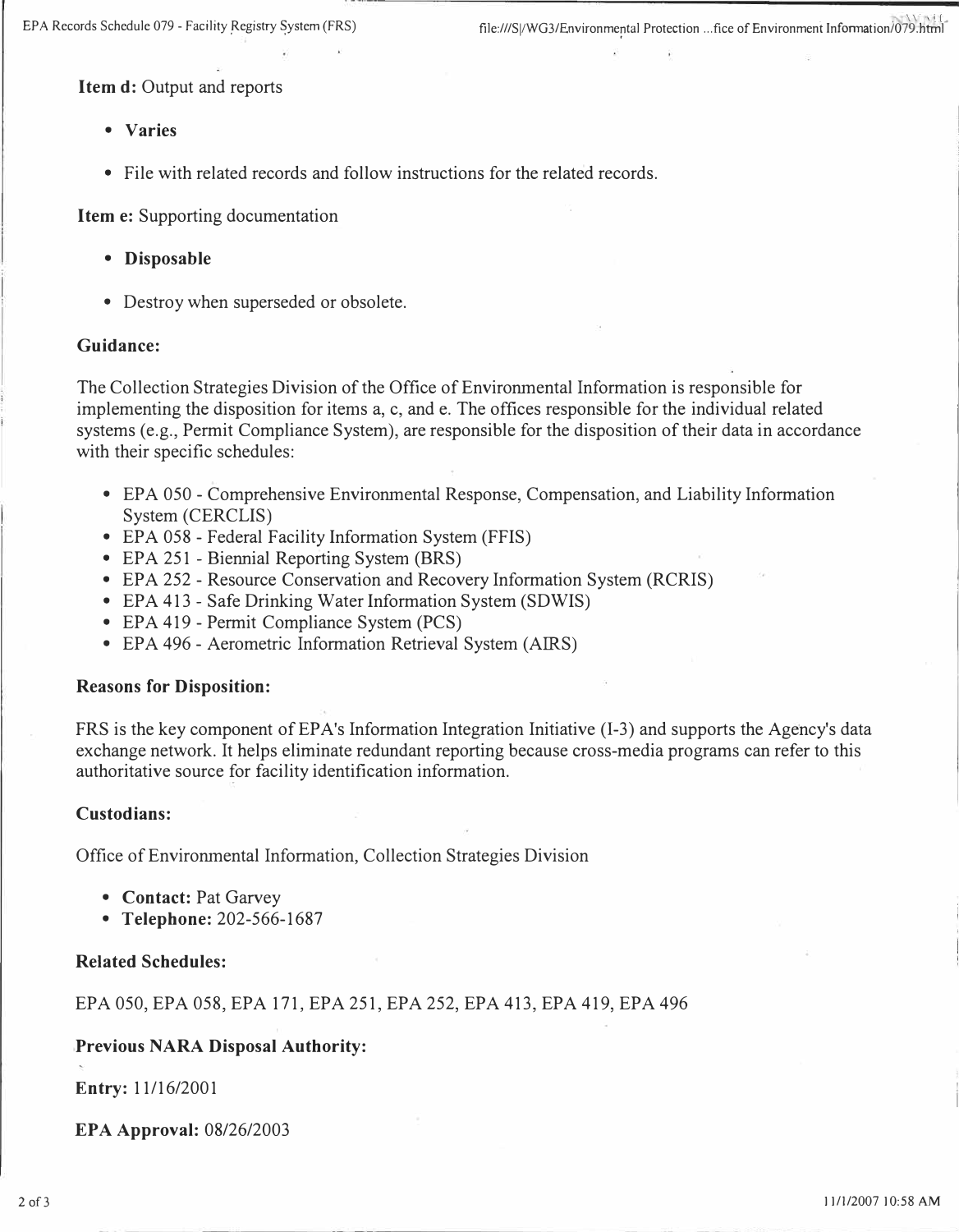**Item d:** Output and reports

- **Varies**
- File with related records and follow instructions for the related records.

**Item e:** Supporting documentation

- **Disposable**
- Destroy when superseded or obsolete.

**Guidance:**

The Collection Strategies Division of the Office of Environmental Information is responsible for implementing the disposition for items a, c, and e. The offices responsible for the individual related systems (e.g., Permit Compliance System), are responsible for the disposition of their data in accordance with their specific schedules:

- EPA 050 - Comprehensive Environmental Response, Compensation, and Liability Information System (CERCLIS)
- EPA 058 - Federal Facility Information System (FFIS)
- EPA 251 - Biennial Reporting System (BRS)
- EPA 252 - Resource Conservation and Recovery Information System (RCRIS)
- EPA 413 - Safe Drinking Water Information System (SDWIS)
- EPA 419 - Permit Compliance System (PCS)
- EPA 496 - Aerometric Information Retrieval System (AIRS)

**Reasons for Disposition:**

FRS is the key component of EPA's Information Integration Initiative (I-3) and supports the Agency's data exchange network. It helps eliminate redundant reporting because cross-media programs can refer to this authoritative source for facility identification information.

**Custodians:**

Office of Environmental Information, Collection Strategies Division

- **Contact:** Pat Garvey
- **Telephone:** 202-566-1687

**Related Schedules:**

EPA 050, EPA 058, EPA 171, EPA 251, EPA 252, EPA 413, EPA 419, EPA 496

**Previous NARA Disposal Authority:**

**Entry:** 11/16/2001

**EPA Approval:** 08/26/2003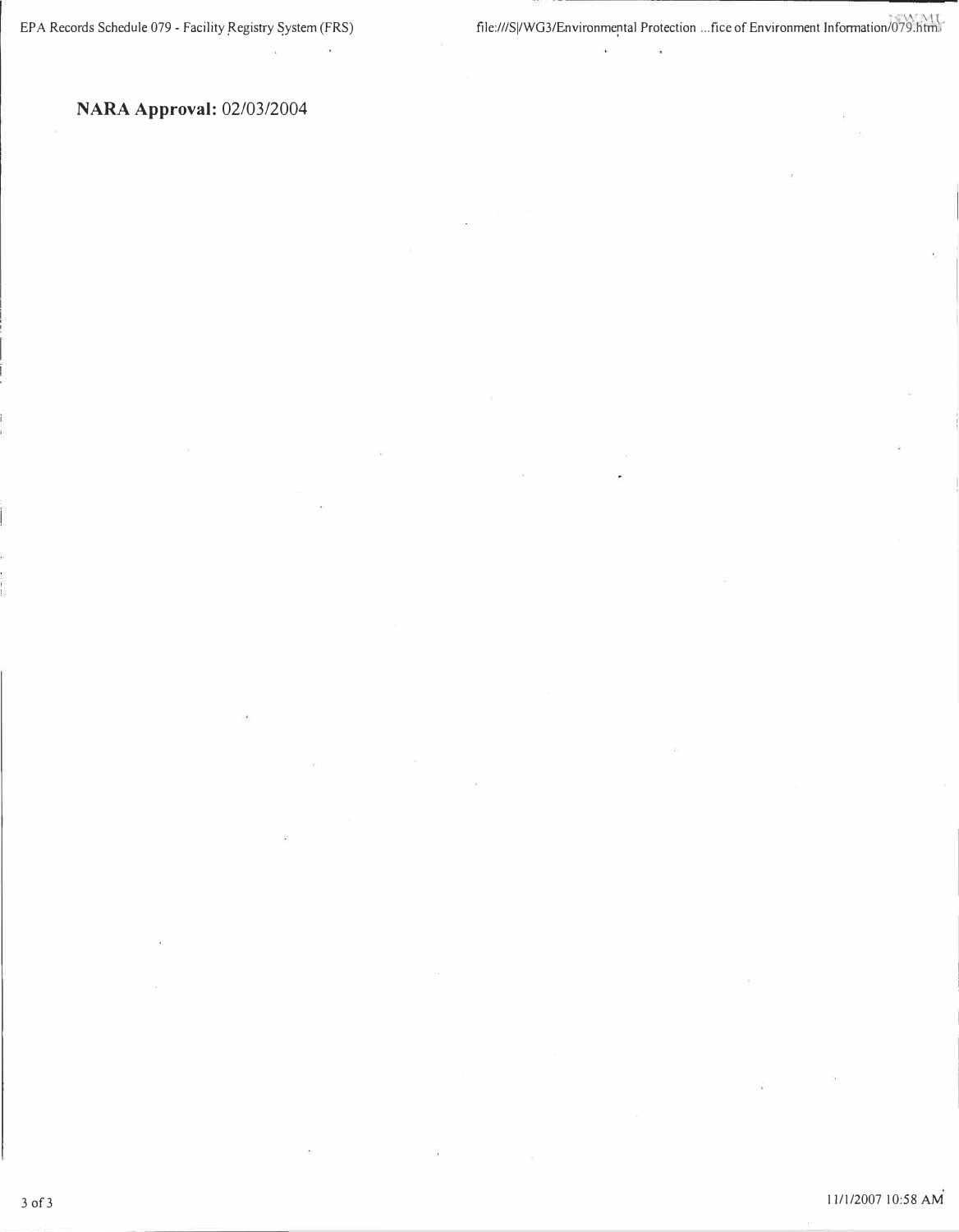**NARA Approval:** 02/03/2004